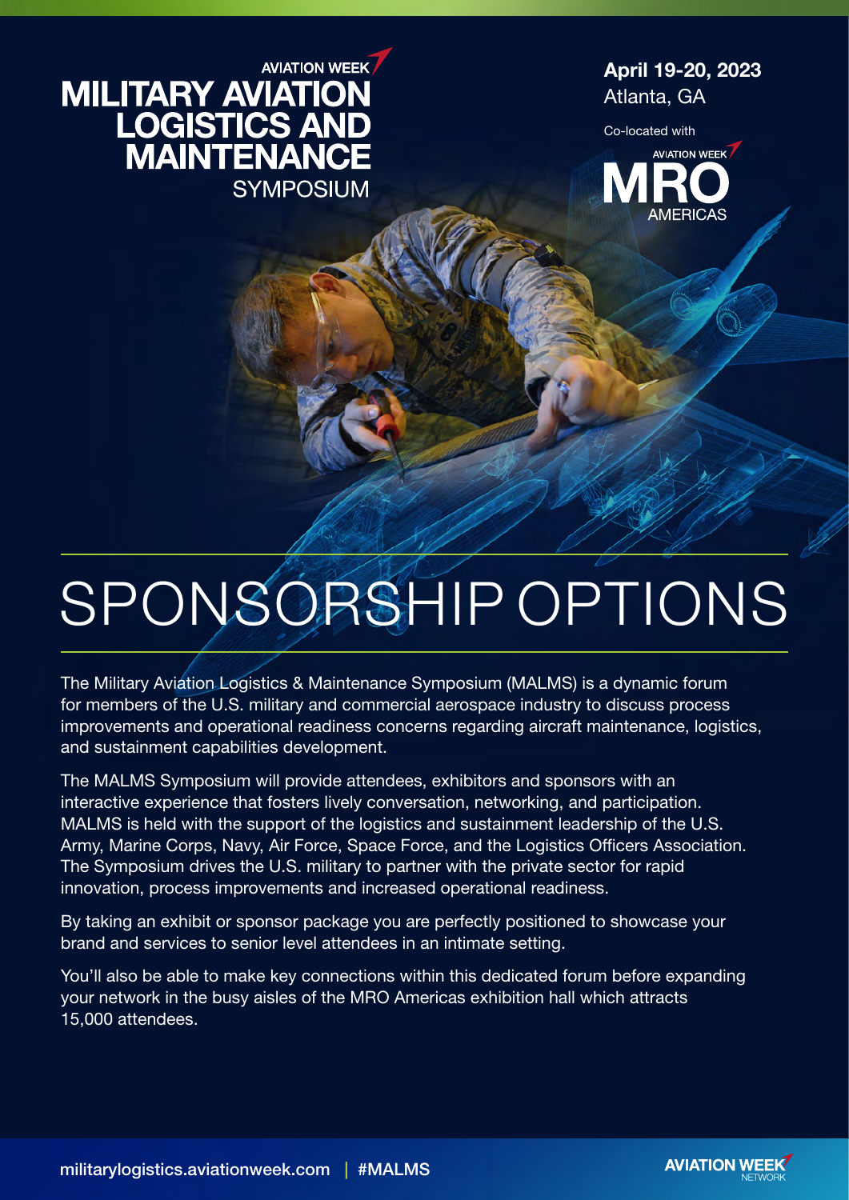AVIATION WEEK

# MILITARY AVIATION LOGISTICS AND MAINTENANCE SYMPOSIUM

**April 19-20, 2023**
Atlanta, GA

Co-located with

AVIATION WEEK MRO AMERICAS

# SPONSORSHIP OPTIONS

The Military Aviation Logistics & Maintenance Symposium (MALMS) is a dynamic forum for members of the U.S. military and commercial aerospace industry to discuss process improvements and operational readiness concerns regarding aircraft maintenance, logistics, and sustainment capabilities development.

The MALMS Symposium will provide attendees, exhibitors and sponsors with an interactive experience that fosters lively conversation, networking, and participation. MALMS is held with the support of the logistics and sustainment leadership of the U.S. Army, Marine Corps, Navy, Air Force, Space Force, and the Logistics Officers Association. The Symposium drives the U.S. military to partner with the private sector for rapid innovation, process improvements and increased operational readiness.

By taking an exhibit or sponsor package you are perfectly positioned to showcase your brand and services to senior level attendees in an intimate setting.

You'll also be able to make key connections within this dedicated forum before expanding your network in the busy aisles of the MRO Americas exhibition hall which attracts 15,000 attendees.

militarylogistics.aviationweek.com | #MALMS

AVIATION WEEK NETWORK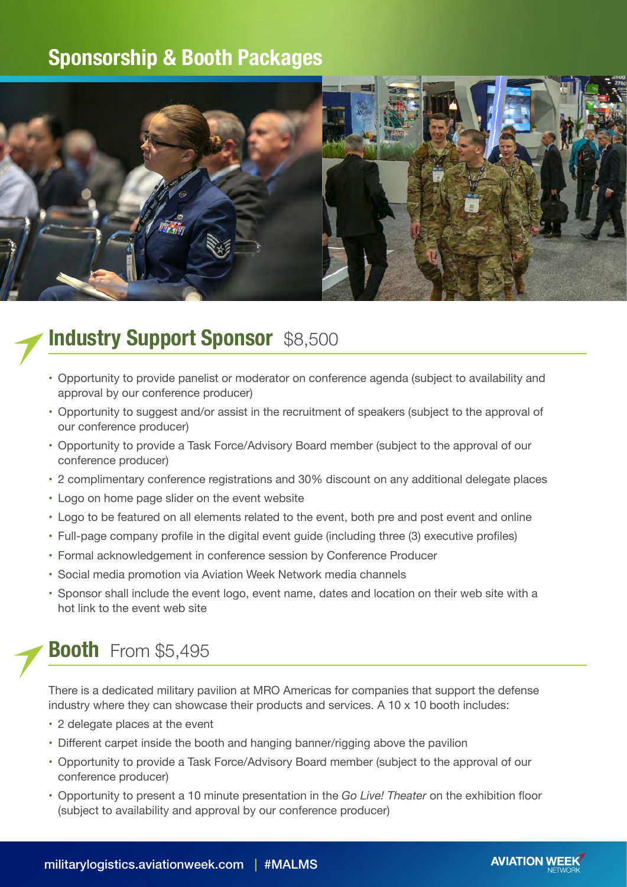# Sponsorship & Booth Packages

## Industry Support Sponsor $8,500

- Opportunity to provide panelist or moderator on conference agenda (subject to availability and approval by our conference producer)
- Opportunity to suggest and/or assist in the recruitment of speakers (subject to the approval of our conference producer)
- Opportunity to provide a Task Force/Advisory Board member (subject to the approval of our conference producer)
- 2 complimentary conference registrations and 30% discount on any additional delegate places
- Logo on home page slider on the event website
- Logo to be featured on all elements related to the event, both pre and post event and online
- Full-page company profile in the digital event guide (including three (3) executive profiles)
- Formal acknowledgement in conference session by Conference Producer
- Social media promotion via Aviation Week Network media channels
- Sponsor shall include the event logo, event name, dates and location on their web site with a hot link to the event web site

## Booth From $5,495

There is a dedicated military pavilion at MRO Americas for companies that support the defense industry where they can showcase their products and services. A 10 x 10 booth includes:

- 2 delegate places at the event
- Different carpet inside the booth and hanging banner/rigging above the pavilion
- Opportunity to provide a Task Force/Advisory Board member (subject to the approval of our conference producer)
- Opportunity to present a 10 minute presentation in the *Go Live! Theater* on the exhibition floor (subject to availability and approval by our conference producer)

militarylogistics.aviationweek.com | #MALMS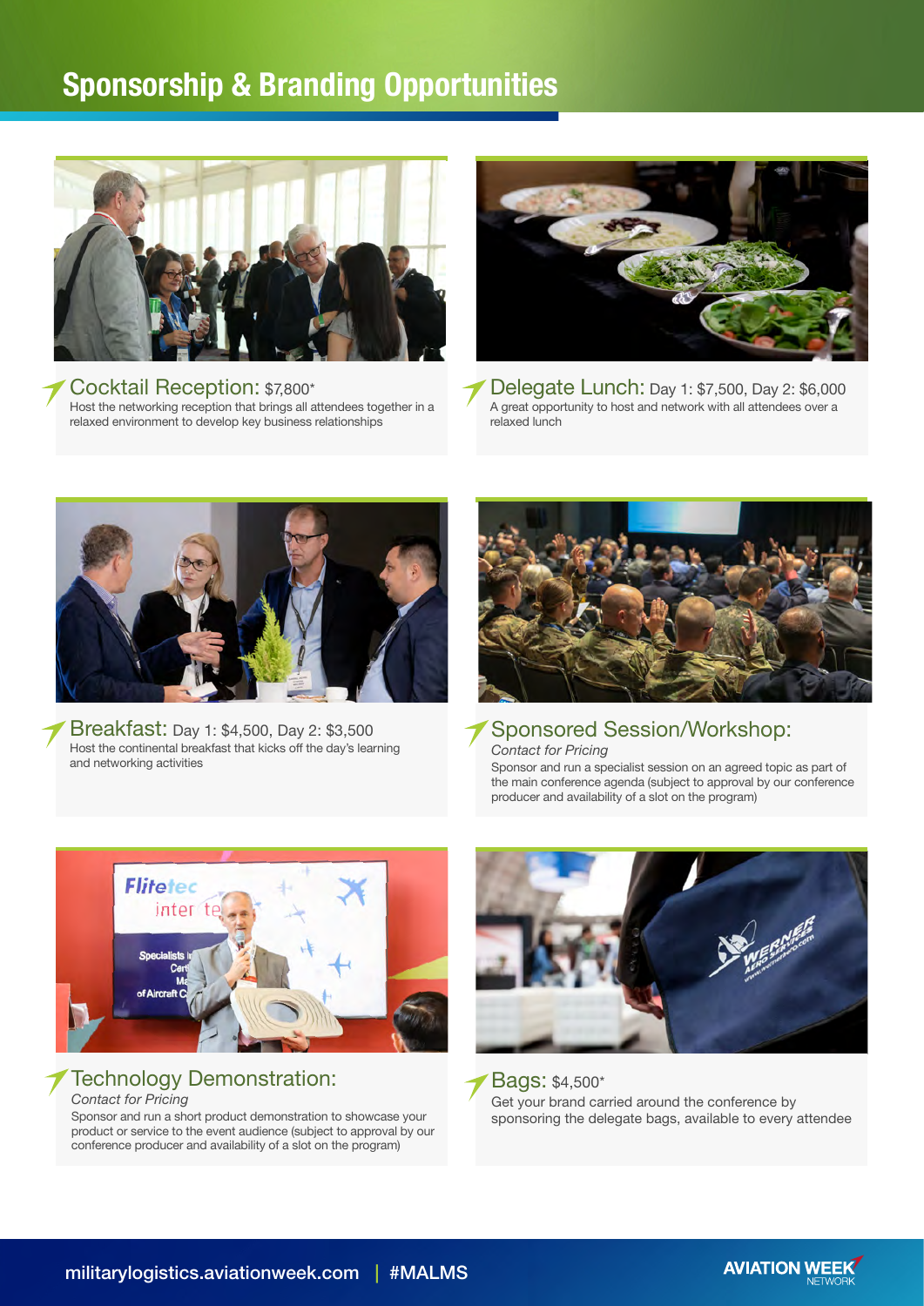# Sponsorship & Branding Opportunities

### Cocktail Reception: $7,800*

Host the networking reception that brings all attendees together in a relaxed environment to develop key business relationships

### Delegate Lunch: Day 1: $7,500, Day 2: $6,000

A great opportunity to host and network with all attendees over a relaxed lunch

### Breakfast: Day 1: $4,500, Day 2: $3,500

Host the continental breakfast that kicks off the day's learning and networking activities

### Sponsored Session/Workshop:

*Contact for Pricing*

Sponsor and run a specialist session on an agreed topic as part of the main conference agenda (subject to approval by our conference producer and availability of a slot on the program)

### Technology Demonstration:

*Contact for Pricing*

Sponsor and run a short product demonstration to showcase your product or service to the event audience (subject to approval by our conference producer and availability of a slot on the program)

### Bags: $4,500*

Get your brand carried around the conference by sponsoring the delegate bags, available to every attendee

militarylogistics.aviationweek.com | #MALMS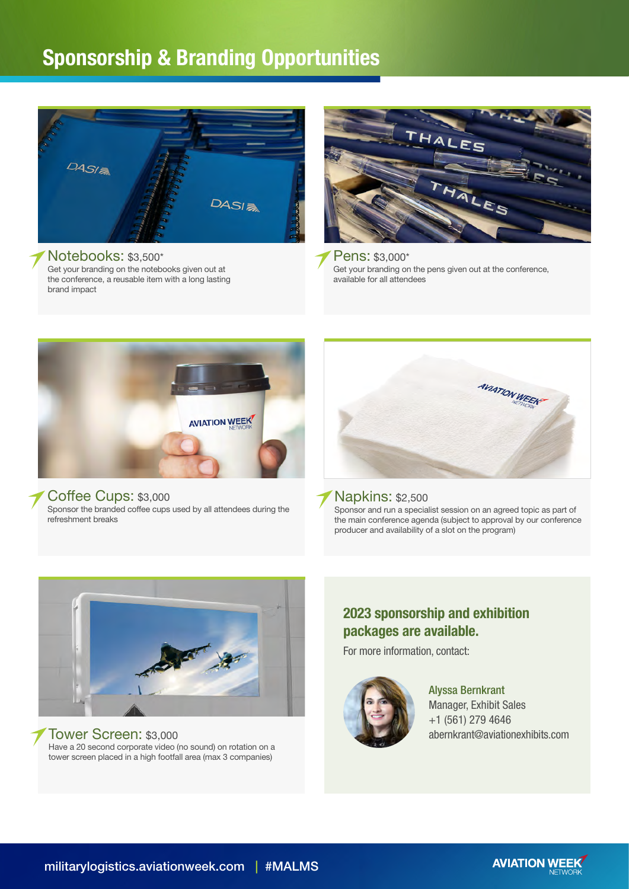# Sponsorship & Branding Opportunities

**Notebooks:** $3,500*

Get your branding on the notebooks given out at the conference, a reusable item with a long lasting brand impact

**Pens:** $3,000*

Get your branding on the pens given out at the conference, available for all attendees

**Coffee Cups:** $3,000

Sponsor the branded coffee cups used by all attendees during the refreshment breaks

**Napkins:** $2,500

Sponsor and run a specialist session on an agreed topic as part of the main conference agenda (subject to approval by our conference producer and availability of a slot on the program)

**Tower Screen:** $3,000

Have a 20 second corporate video (no sound) on rotation on a tower screen placed in a high footfall area (max 3 companies)

## 2023 sponsorship and exhibition packages are available.

For more information, contact:

**Alyssa Bernkrant**
Manager, Exhibit Sales
+1 (561) 279 4646
abernkrant@aviationexhibits.com

militarylogistics.aviationweek.com | #MALMS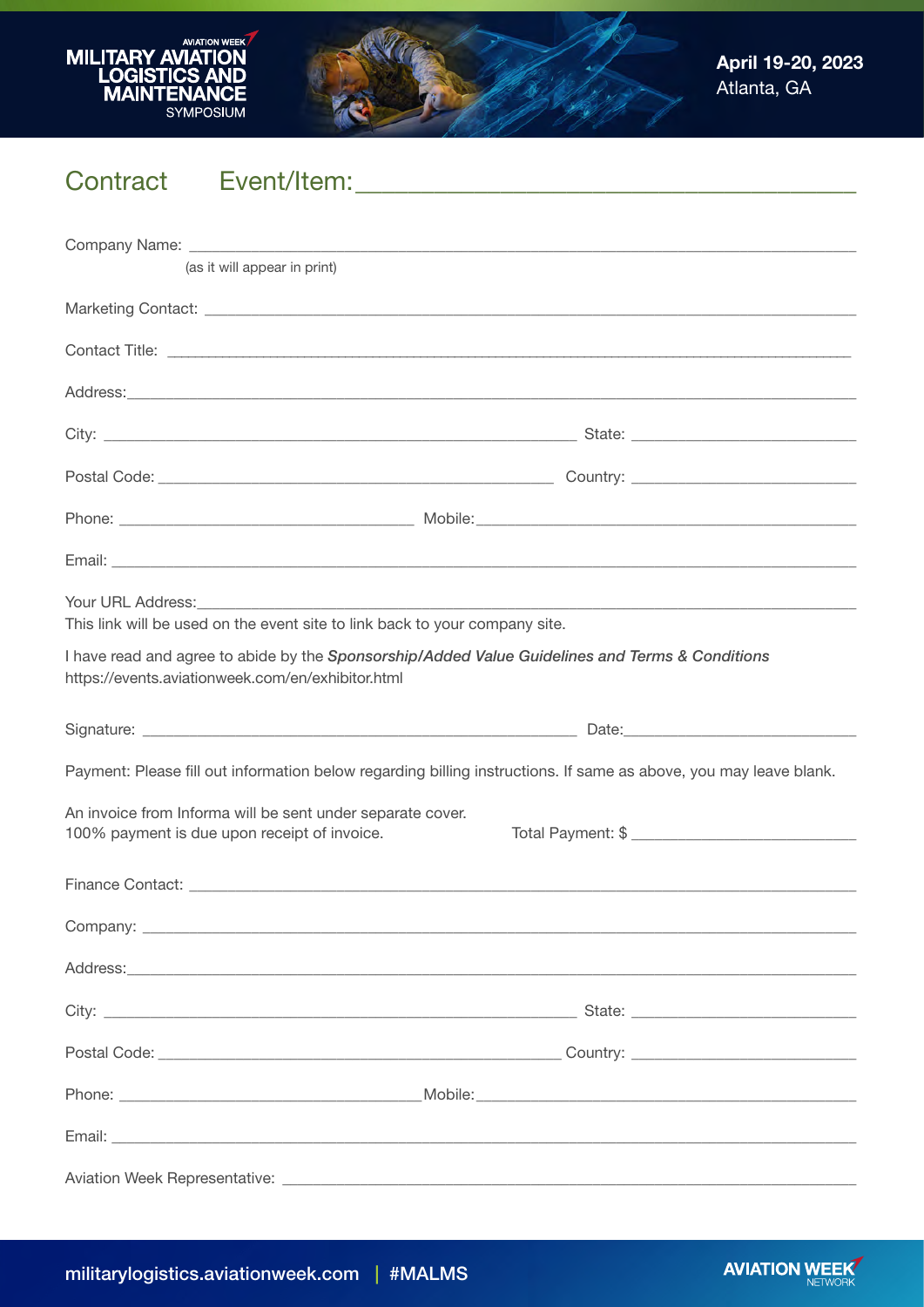AVIATION WEEK
MILITARY AVIATION LOGISTICS AND MAINTENANCE SYMPOSIUM

**April 19-20, 2023**
Atlanta, GA

# Contract Event/Item: ______________________________

Company Name: ______________________________
(as it will appear in print)

Marketing Contact: ______________________________

Contact Title: ______________________________

Address: ______________________________

City: ______________________________ State: ______________________________

Postal Code: ______________________________ Country: ______________________________

Phone: ______________________________ Mobile: ______________________________

Email: ______________________________

Your URL Address: ______________________________
This link will be used on the event site to link back to your company site.

I have read and agree to abide by the ***Sponsorship/Added Value Guidelines and Terms & Conditions***
https://events.aviationweek.com/en/exhibitor.html

Signature: ______________________________ Date: ______________________________

Payment: Please fill out information below regarding billing instructions. If same as above, you may leave blank.

An invoice from Informa will be sent under separate cover.
100% payment is due upon receipt of invoice.

Total Payment: $ ______________________________

Finance Contact: ______________________________

Company: ______________________________

Address: ______________________________

City: ______________________________ State: ______________________________

Postal Code: ______________________________ Country: ______________________________

Phone: ______________________________ Mobile: ______________________________

Email: ______________________________

Aviation Week Representative: ______________________________

militarylogistics.aviationweek.com | #MALMS

AVIATION WEEK NETWORK